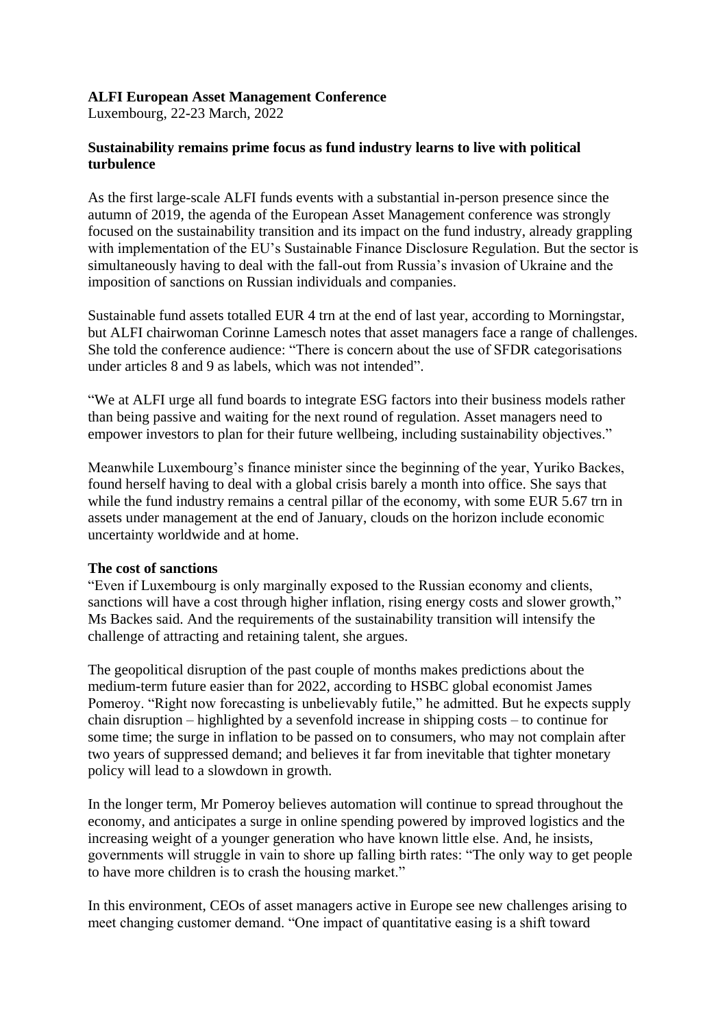**ALFI European Asset Management Conference**
Luxembourg, 22-23 March, 2022

**Sustainability remains prime focus as fund industry learns to live with political turbulence**

As the first large-scale ALFI funds events with a substantial in-person presence since the autumn of 2019, the agenda of the European Asset Management conference was strongly focused on the sustainability transition and its impact on the fund industry, already grappling with implementation of the EU's Sustainable Finance Disclosure Regulation. But the sector is simultaneously having to deal with the fall-out from Russia's invasion of Ukraine and the imposition of sanctions on Russian individuals and companies.

Sustainable fund assets totalled EUR 4 trn at the end of last year, according to Morningstar, but ALFI chairwoman Corinne Lamesch notes that asset managers face a range of challenges. She told the conference audience: "There is concern about the use of SFDR categorisations under articles 8 and 9 as labels, which was not intended".

"We at ALFI urge all fund boards to integrate ESG factors into their business models rather than being passive and waiting for the next round of regulation. Asset managers need to empower investors to plan for their future wellbeing, including sustainability objectives."

Meanwhile Luxembourg's finance minister since the beginning of the year, Yuriko Backes, found herself having to deal with a global crisis barely a month into office. She says that while the fund industry remains a central pillar of the economy, with some EUR 5.67 trn in assets under management at the end of January, clouds on the horizon include economic uncertainty worldwide and at home.

**The cost of sanctions**

"Even if Luxembourg is only marginally exposed to the Russian economy and clients, sanctions will have a cost through higher inflation, rising energy costs and slower growth," Ms Backes said. And the requirements of the sustainability transition will intensify the challenge of attracting and retaining talent, she argues.

The geopolitical disruption of the past couple of months makes predictions about the medium-term future easier than for 2022, according to HSBC global economist James Pomeroy. "Right now forecasting is unbelievably futile," he admitted. But he expects supply chain disruption – highlighted by a sevenfold increase in shipping costs – to continue for some time; the surge in inflation to be passed on to consumers, who may not complain after two years of suppressed demand; and believes it far from inevitable that tighter monetary policy will lead to a slowdown in growth.

In the longer term, Mr Pomeroy believes automation will continue to spread throughout the economy, and anticipates a surge in online spending powered by improved logistics and the increasing weight of a younger generation who have known little else. And, he insists, governments will struggle in vain to shore up falling birth rates: "The only way to get people to have more children is to crash the housing market."

In this environment, CEOs of asset managers active in Europe see new challenges arising to meet changing customer demand. "One impact of quantitative easing is a shift toward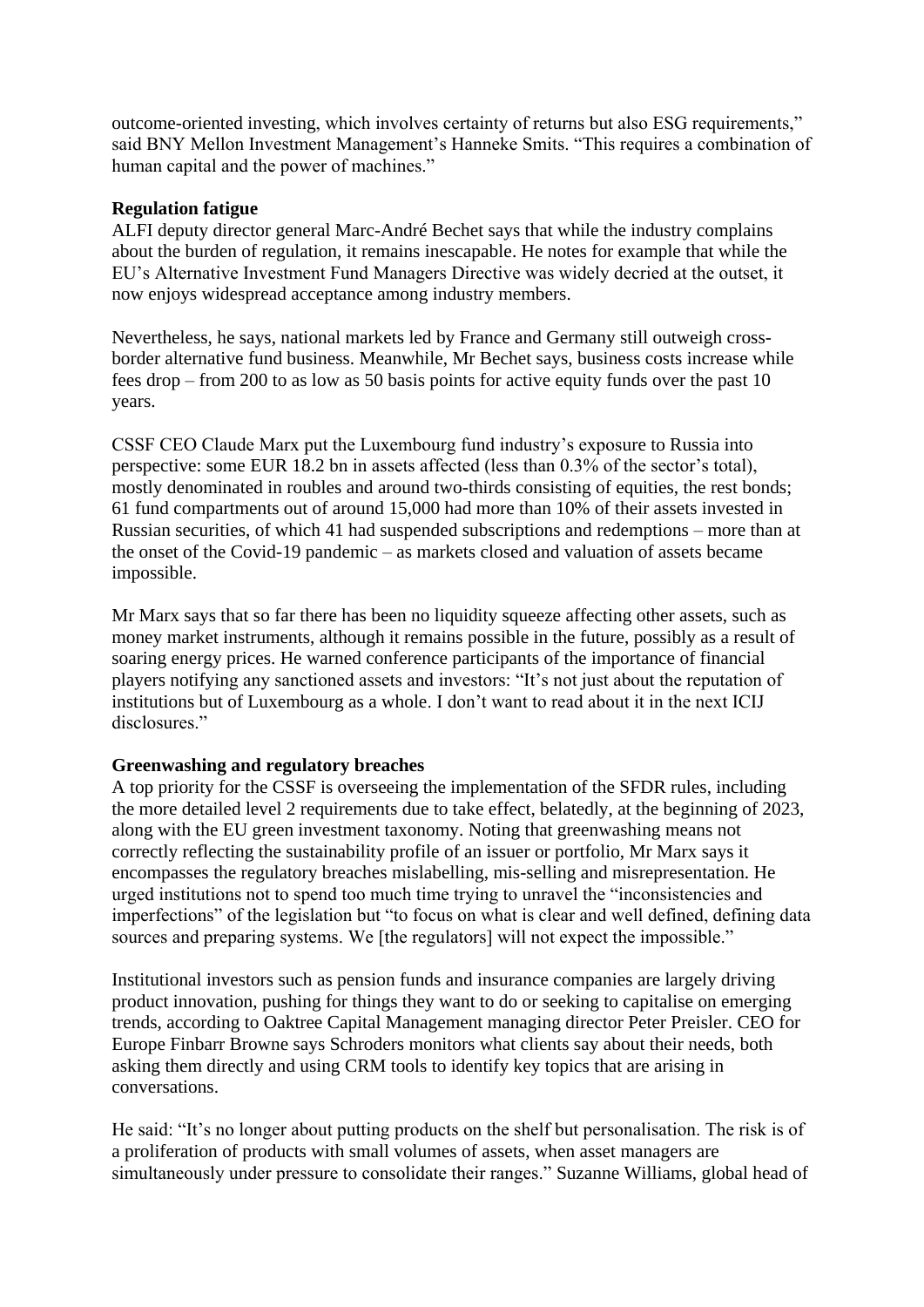outcome-oriented investing, which involves certainty of returns but also ESG requirements," said BNY Mellon Investment Management's Hanneke Smits. "This requires a combination of human capital and the power of machines."

**Regulation fatigue**

ALFI deputy director general Marc-André Bechet says that while the industry complains about the burden of regulation, it remains inescapable. He notes for example that while the EU's Alternative Investment Fund Managers Directive was widely decried at the outset, it now enjoys widespread acceptance among industry members.

Nevertheless, he says, national markets led by France and Germany still outweigh cross-border alternative fund business. Meanwhile, Mr Bechet says, business costs increase while fees drop – from 200 to as low as 50 basis points for active equity funds over the past 10 years.

CSSF CEO Claude Marx put the Luxembourg fund industry's exposure to Russia into perspective: some EUR 18.2 bn in assets affected (less than 0.3% of the sector's total), mostly denominated in roubles and around two-thirds consisting of equities, the rest bonds; 61 fund compartments out of around 15,000 had more than 10% of their assets invested in Russian securities, of which 41 had suspended subscriptions and redemptions – more than at the onset of the Covid-19 pandemic – as markets closed and valuation of assets became impossible.

Mr Marx says that so far there has been no liquidity squeeze affecting other assets, such as money market instruments, although it remains possible in the future, possibly as a result of soaring energy prices. He warned conference participants of the importance of financial players notifying any sanctioned assets and investors: "It's not just about the reputation of institutions but of Luxembourg as a whole. I don't want to read about it in the next ICIJ disclosures."

**Greenwashing and regulatory breaches**

A top priority for the CSSF is overseeing the implementation of the SFDR rules, including the more detailed level 2 requirements due to take effect, belatedly, at the beginning of 2023, along with the EU green investment taxonomy. Noting that greenwashing means not correctly reflecting the sustainability profile of an issuer or portfolio, Mr Marx says it encompasses the regulatory breaches mislabelling, mis-selling and misrepresentation. He urged institutions not to spend too much time trying to unravel the "inconsistencies and imperfections" of the legislation but "to focus on what is clear and well defined, defining data sources and preparing systems. We [the regulators] will not expect the impossible."

Institutional investors such as pension funds and insurance companies are largely driving product innovation, pushing for things they want to do or seeking to capitalise on emerging trends, according to Oaktree Capital Management managing director Peter Preisler. CEO for Europe Finbarr Browne says Schroders monitors what clients say about their needs, both asking them directly and using CRM tools to identify key topics that are arising in conversations.

He said: "It's no longer about putting products on the shelf but personalisation. The risk is of a proliferation of products with small volumes of assets, when asset managers are simultaneously under pressure to consolidate their ranges." Suzanne Williams, global head of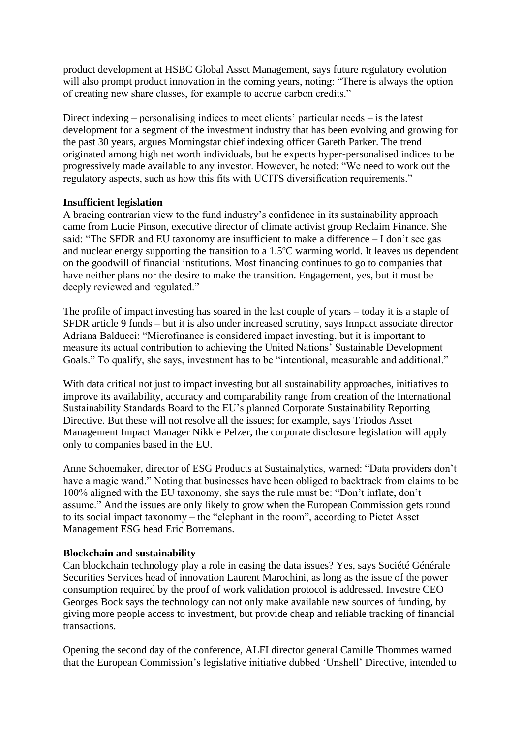product development at HSBC Global Asset Management, says future regulatory evolution will also prompt product innovation in the coming years, noting: "There is always the option of creating new share classes, for example to accrue carbon credits."

Direct indexing – personalising indices to meet clients' particular needs – is the latest development for a segment of the investment industry that has been evolving and growing for the past 30 years, argues Morningstar chief indexing officer Gareth Parker. The trend originated among high net worth individuals, but he expects hyper-personalised indices to be progressively made available to any investor. However, he noted: "We need to work out the regulatory aspects, such as how this fits with UCITS diversification requirements."

**Insufficient legislation**

A bracing contrarian view to the fund industry's confidence in its sustainability approach came from Lucie Pinson, executive director of climate activist group Reclaim Finance. She said: "The SFDR and EU taxonomy are insufficient to make a difference – I don't see gas and nuclear energy supporting the transition to a 1.5ºC warming world. It leaves us dependent on the goodwill of financial institutions. Most financing continues to go to companies that have neither plans nor the desire to make the transition. Engagement, yes, but it must be deeply reviewed and regulated."

The profile of impact investing has soared in the last couple of years – today it is a staple of SFDR article 9 funds – but it is also under increased scrutiny, says Innpact associate director Adriana Balducci: "Microfinance is considered impact investing, but it is important to measure its actual contribution to achieving the United Nations' Sustainable Development Goals." To qualify, she says, investment has to be "intentional, measurable and additional."

With data critical not just to impact investing but all sustainability approaches, initiatives to improve its availability, accuracy and comparability range from creation of the International Sustainability Standards Board to the EU's planned Corporate Sustainability Reporting Directive. But these will not resolve all the issues; for example, says Triodos Asset Management Impact Manager Nikkie Pelzer, the corporate disclosure legislation will apply only to companies based in the EU.

Anne Schoemaker, director of ESG Products at Sustainalytics, warned: "Data providers don't have a magic wand." Noting that businesses have been obliged to backtrack from claims to be 100% aligned with the EU taxonomy, she says the rule must be: "Don't inflate, don't assume." And the issues are only likely to grow when the European Commission gets round to its social impact taxonomy – the "elephant in the room", according to Pictet Asset Management ESG head Eric Borremans.

**Blockchain and sustainability**

Can blockchain technology play a role in easing the data issues? Yes, says Société Générale Securities Services head of innovation Laurent Marochini, as long as the issue of the power consumption required by the proof of work validation protocol is addressed. Investre CEO Georges Bock says the technology can not only make available new sources of funding, by giving more people access to investment, but provide cheap and reliable tracking of financial transactions.

Opening the second day of the conference, ALFI director general Camille Thommes warned that the European Commission's legislative initiative dubbed 'Unshell' Directive, intended to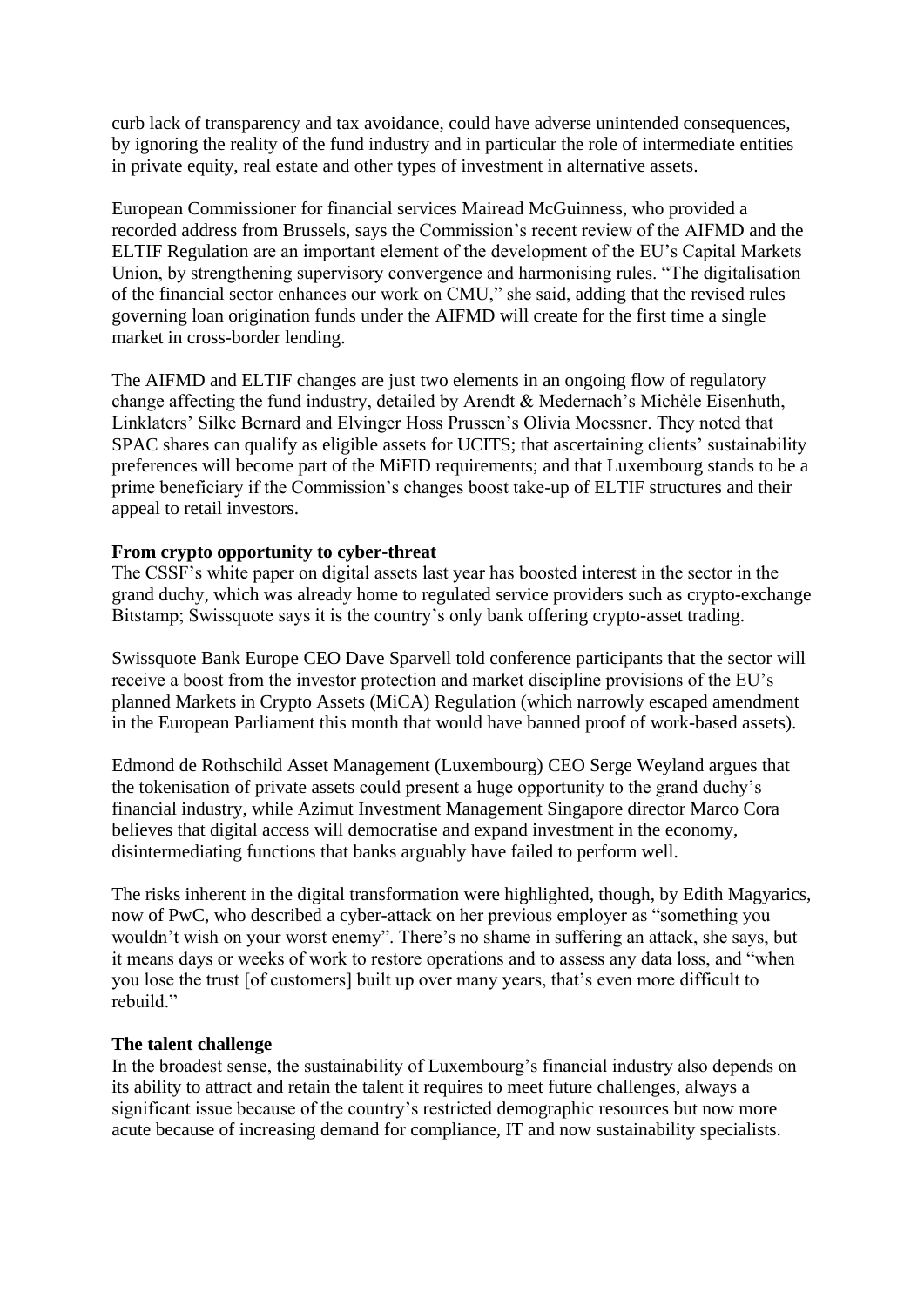curb lack of transparency and tax avoidance, could have adverse unintended consequences, by ignoring the reality of the fund industry and in particular the role of intermediate entities in private equity, real estate and other types of investment in alternative assets.

European Commissioner for financial services Mairead McGuinness, who provided a recorded address from Brussels, says the Commission's recent review of the AIFMD and the ELTIF Regulation are an important element of the development of the EU's Capital Markets Union, by strengthening supervisory convergence and harmonising rules. "The digitalisation of the financial sector enhances our work on CMU," she said, adding that the revised rules governing loan origination funds under the AIFMD will create for the first time a single market in cross-border lending.

The AIFMD and ELTIF changes are just two elements in an ongoing flow of regulatory change affecting the fund industry, detailed by Arendt & Medernach's Michèle Eisenhuth, Linklaters' Silke Bernard and Elvinger Hoss Prussen's Olivia Moessner. They noted that SPAC shares can qualify as eligible assets for UCITS; that ascertaining clients' sustainability preferences will become part of the MiFID requirements; and that Luxembourg stands to be a prime beneficiary if the Commission's changes boost take-up of ELTIF structures and their appeal to retail investors.

**From crypto opportunity to cyber-threat**

The CSSF's white paper on digital assets last year has boosted interest in the sector in the grand duchy, which was already home to regulated service providers such as crypto-exchange Bitstamp; Swissquote says it is the country's only bank offering crypto-asset trading.

Swissquote Bank Europe CEO Dave Sparvell told conference participants that the sector will receive a boost from the investor protection and market discipline provisions of the EU's planned Markets in Crypto Assets (MiCA) Regulation (which narrowly escaped amendment in the European Parliament this month that would have banned proof of work-based assets).

Edmond de Rothschild Asset Management (Luxembourg) CEO Serge Weyland argues that the tokenisation of private assets could present a huge opportunity to the grand duchy's financial industry, while Azimut Investment Management Singapore director Marco Cora believes that digital access will democratise and expand investment in the economy, disintermediating functions that banks arguably have failed to perform well.

The risks inherent in the digital transformation were highlighted, though, by Edith Magyarics, now of PwC, who described a cyber-attack on her previous employer as "something you wouldn't wish on your worst enemy". There's no shame in suffering an attack, she says, but it means days or weeks of work to restore operations and to assess any data loss, and "when you lose the trust [of customers] built up over many years, that's even more difficult to rebuild."

**The talent challenge**

In the broadest sense, the sustainability of Luxembourg's financial industry also depends on its ability to attract and retain the talent it requires to meet future challenges, always a significant issue because of the country's restricted demographic resources but now more acute because of increasing demand for compliance, IT and now sustainability specialists.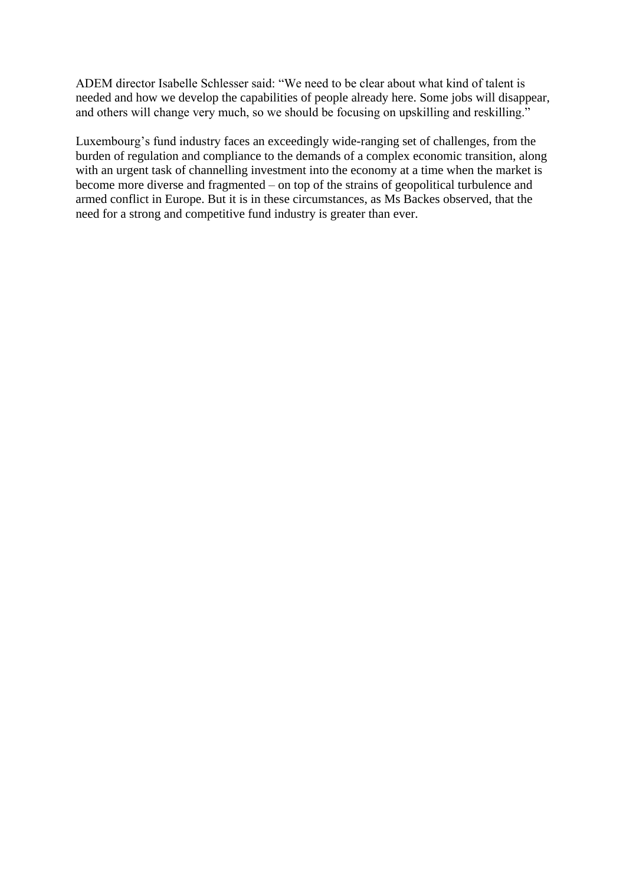ADEM director Isabelle Schlesser said: “We need to be clear about what kind of talent is needed and how we develop the capabilities of people already here. Some jobs will disappear, and others will change very much, so we should be focusing on upskilling and reskilling.”

Luxembourg’s fund industry faces an exceedingly wide-ranging set of challenges, from the burden of regulation and compliance to the demands of a complex economic transition, along with an urgent task of channelling investment into the economy at a time when the market is become more diverse and fragmented – on top of the strains of geopolitical turbulence and armed conflict in Europe. But it is in these circumstances, as Ms Backes observed, that the need for a strong and competitive fund industry is greater than ever.